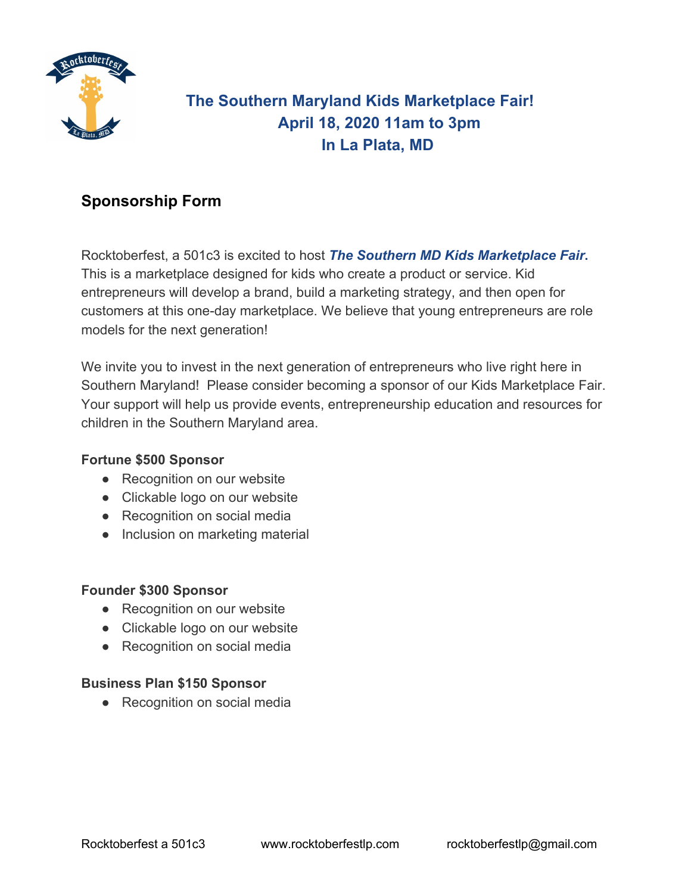# The Southern Maryland Kids Marketplace Fair!
# April 18, 2020 11am to 3pm
# In La Plata, MD

## Sponsorship Form

Rocktoberfest, a 501c3 is excited to host ***The Southern MD Kids Marketplace Fair***. This is a marketplace designed for kids who create a product or service. Kid entrepreneurs will develop a brand, build a marketing strategy, and then open for customers at this one-day marketplace. We believe that young entrepreneurs are role models for the next generation!

We invite you to invest in the next generation of entrepreneurs who live right here in Southern Maryland! Please consider becoming a sponsor of our Kids Marketplace Fair. Your support will help us provide events, entrepreneurship education and resources for children in the Southern Maryland area.

**Fortune $500 Sponsor**

- Recognition on our website
- Clickable logo on our website
- Recognition on social media
- Inclusion on marketing material

**Founder $300 Sponsor**

- Recognition on our website
- Clickable logo on our website
- Recognition on social media

**Business Plan $150 Sponsor**

- Recognition on social media

Rocktoberfest a 501c3 www.rocktoberfestlp.com rocktoberfestlp@gmail.com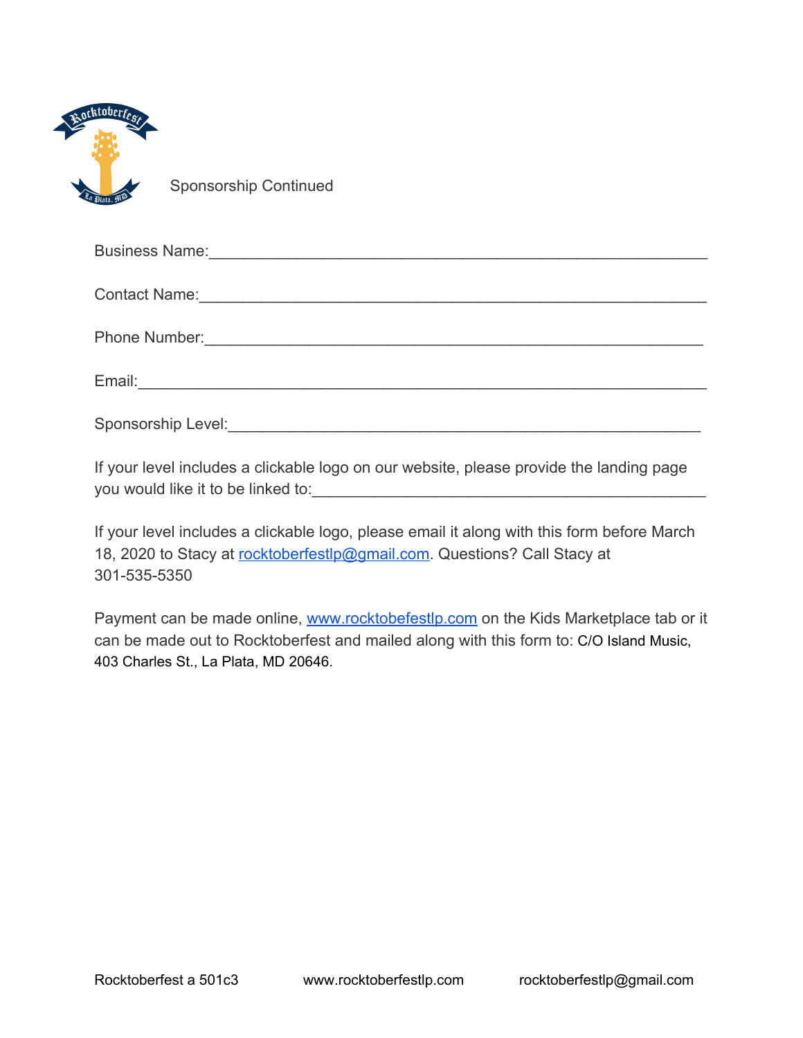Sponsorship Continued

Business Name:\_\_\_\_\_\_\_\_\_\_\_\_\_\_\_\_\_\_\_\_\_\_\_\_\_\_\_\_\_\_\_\_\_\_\_\_\_\_\_\_\_\_\_\_\_\_\_\_\_\_\_\_\_\_\_\_

Contact Name:\_\_\_\_\_\_\_\_\_\_\_\_\_\_\_\_\_\_\_\_\_\_\_\_\_\_\_\_\_\_\_\_\_\_\_\_\_\_\_\_\_\_\_\_\_\_\_\_\_\_\_\_\_\_\_\_

Phone Number:\_\_\_\_\_\_\_\_\_\_\_\_\_\_\_\_\_\_\_\_\_\_\_\_\_\_\_\_\_\_\_\_\_\_\_\_\_\_\_\_\_\_\_\_\_\_\_\_\_\_\_\_\_\_\_

Email:\_\_\_\_\_\_\_\_\_\_\_\_\_\_\_\_\_\_\_\_\_\_\_\_\_\_\_\_\_\_\_\_\_\_\_\_\_\_\_\_\_\_\_\_\_\_\_\_\_\_\_\_\_\_\_\_\_\_\_\_\_\_\_

Sponsorship Level:\_\_\_\_\_\_\_\_\_\_\_\_\_\_\_\_\_\_\_\_\_\_\_\_\_\_\_\_\_\_\_\_\_\_\_\_\_\_\_\_\_\_\_\_\_\_\_\_\_\_\_\_\_

If your level includes a clickable logo on our website, please provide the landing page you would like it to be linked to:\_\_\_\_\_\_\_\_\_\_\_\_\_\_\_\_\_\_\_\_\_\_\_\_\_\_\_\_\_\_\_\_\_\_\_\_\_\_\_\_\_\_\_\_\_\_\_

If your level includes a clickable logo, please email it along with this form before March 18, 2020 to Stacy at rocktoberfestlp@gmail.com. Questions? Call Stacy at 301-535-5350

Payment can be made online, www.rocktobefestlp.com on the Kids Marketplace tab or it can be made out to Rocktoberfest and mailed along with this form to: C/O Island Music, 403 Charles St., La Plata, MD 20646.

Rocktoberfest a 501c3 www.rocktoberfestlp.com rocktoberfestlp@gmail.com